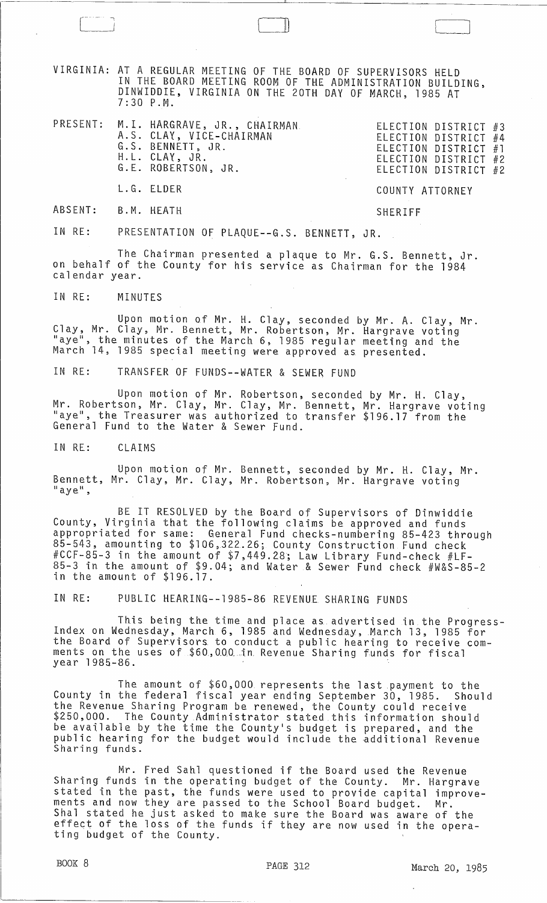VIRGINIA: AT A REGULAR MEETING OF THE BOARD OF SUPERVISORS HELD IN THE BOARD MEETING ROOM OF THE ADMINISTRATION BUILDING, DINWIDDIE, VIRGINIA ON THE 20TH DAY OF MARCH, 1985 AT 7:30 P.M.

| | | |
|---|---|---|
| PRESENT: | M.I. HARGRAVE, JR., CHAIRMAN | ELECTION DISTRICT #3 |
| | A.S. CLAY, VICE-CHAIRMAN | ELECTION DISTRICT #4 |
| | G.S. BENNETT, JR. | ELECTION DISTRICT #1 |
| | H.L. CLAY, JR. | ELECTION DISTRICT #2 |
| | G.E. ROBERTSON, JR. | ELECTION DISTRICT #2 |
| | L.G. ELDER | COUNTY ATTORNEY |
| ABSENT: | B.M. HEATH | SHERIFF |

IN RE: PRESENTATION OF PLAQUE--G.S. BENNETT, JR.

The Chairman presented a plaque to Mr. G.S. Bennett, Jr. on behalf of the County for his service as Chairman for the 1984 calendar year.

IN RE: MINUTES

Upon motion of Mr. H. Clay, seconded by Mr. A. Clay, Mr. Clay, Mr. Clay, Mr. Bennett, Mr. Robertson, Mr. Hargrave voting "aye", the minutes of the March 6, 1985 regular meeting and the March 14, 1985 special meeting were approved as presented.

IN RE: TRANSFER OF FUNDS--WATER & SEWER FUND

Upon motion of Mr. Robertson, seconded by Mr. H. Clay, Mr. Robertson, Mr. Clay, Mr. Clay, Mr. Bennett, Mr. Hargrave voting "aye", the Treasurer was authorized to transfer $196.17 from the General Fund to the Water & Sewer Fund.

IN RE: CLAIMS

Upon motion of Mr. Bennett, seconded by Mr. H. Clay, Mr. Bennett, Mr. Clay, Mr. Clay, Mr. Robertson, Mr. Hargrave voting "aye",

BE IT RESOLVED by the Board of Supervisors of Dinwiddie County, Virginia that the following claims be approved and funds appropriated for same: General Fund checks-numbering 85-423 through 85-543, amounting to $106,322.26; County Construction Fund check #CCF-85-3 in the amount of $7,449.28; Law Library Fund-check #LF-85-3 in the amount of $9.04; and Water & Sewer Fund check #W&S-85-2 in the amount of $196.17.

IN RE: PUBLIC HEARING--1985-86 REVENUE SHARING FUNDS

This being the time and place as advertised in the Progress-Index on Wednesday, March 6, 1985 and Wednesday, March 13, 1985 for the Board of Supervisors to conduct a public hearing to receive comments on the uses of $60,000 in Revenue Sharing funds for fiscal year 1985-86.

The amount of $60,000 represents the last payment to the County in the federal fiscal year ending September 30, 1985. Should the Revenue Sharing Program be renewed, the County could receive $250,000. The County Administrator stated this information should be available by the time the County's budget is prepared, and the public hearing for the budget would include the additional Revenue Sharing funds.

Mr. Fred Sahl questioned if the Board used the Revenue Sharing funds in the operating budget of the County. Mr. Hargrave stated in the past, the funds were used to provide capital improvements and now they are passed to the School Board budget. Mr. Shal stated he just asked to make sure the Board was aware of the effect of the loss of the funds if they are now used in the operating budget of the County.

BOOK 8 PAGE 312 March 20, 1985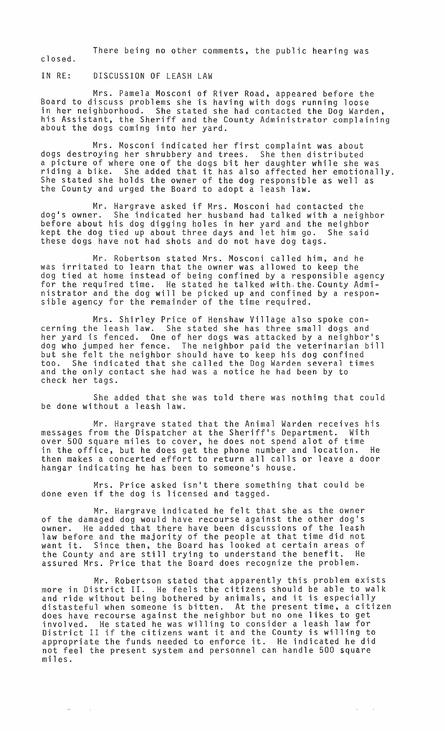There being no other comments, the public hearing was closed.

IN RE: DISCUSSION OF LEASH LAW

Mrs. Pamela Mosconi of River Road, appeared before the Board to discuss problems she is having with dogs running loose in her neighborhood. She stated she had contacted the Dog Warden, his Assistant, the Sheriff and the County Administrator complaining about the dogs coming into her yard.

Mrs. Mosconi indicated her first complaint was about dogs destroying her shrubbery and trees. She then distributed a picture of where one of the dogs bit her daughter while she was riding a bike. She added that it has also affected her emotionally. She stated she holds the owner of the dog responsible as well as the County and urged the Board to adopt a leash law.

Mr. Hargrave asked if Mrs. Mosconi had contacted the dog's owner. She indicated her husband had talked with a neighbor before about his dog digging holes in her yard and the neighbor kept the dog tied up about three days and let him go. She said these dogs have not had shots and do not have dog tags.

Mr. Robertson stated Mrs. Mosconi called him, and he was irritated to learn that the owner was allowed to keep the dog tied at home instead of being confined by a responsible agency for the required time. He stated he talked with the County Administrator and the dog will be picked up and confined by a responsible agency for the remainder of the time required.

Mrs. Shirley Price of Henshaw Village also spoke concerning the leash law. She stated she has three small dogs and her yard is fenced. One of her dogs was attacked by a neighbor's dog who jumped her fence. The neighbor paid the veterinarian bill but she felt the neighbor should have to keep his dog confined too. She indicated that she called the Dog Warden several times and the only contact she had was a notice he had been by to check her tags.

She added that she was told there was nothing that could be done without a leash law.

Mr. Hargrave stated that the Animal Warden receives his messages from the Dispatcher at the Sheriff's Department. With over 500 square miles to cover, he does not spend alot of time in the office, but he does get the phone number and location. He then makes a concerted effort to return all calls or leave a door hangar indicating he has been to someone's house.

Mrs. Price asked isn't there something that could be done even if the dog is licensed and tagged.

Mr. Hargrave indicated he felt that she as the owner of the damaged dog would have recourse against the other dog's owner. He added that there have been discussions of the leash law before and the majority of the people at that time did not want it. Since then, the Board has looked at certain areas of the County and are still trying to understand the benefit. He assured Mrs. Price that the Board does recognize the problem.

Mr. Robertson stated that apparently this problem exists more in District II. He feels the citizens should be able to walk and ride without being bothered by animals, and it is especially distasteful when someone is bitten. At the present time, a citizen does have recourse against the neighbor but no one likes to get involved. He stated he was willing to consider a leash law for District II if the citizens want it and the County is willing to appropriate the funds needed to enforce it. He indicated he did not feel the present system and personnel can handle 500 square miles.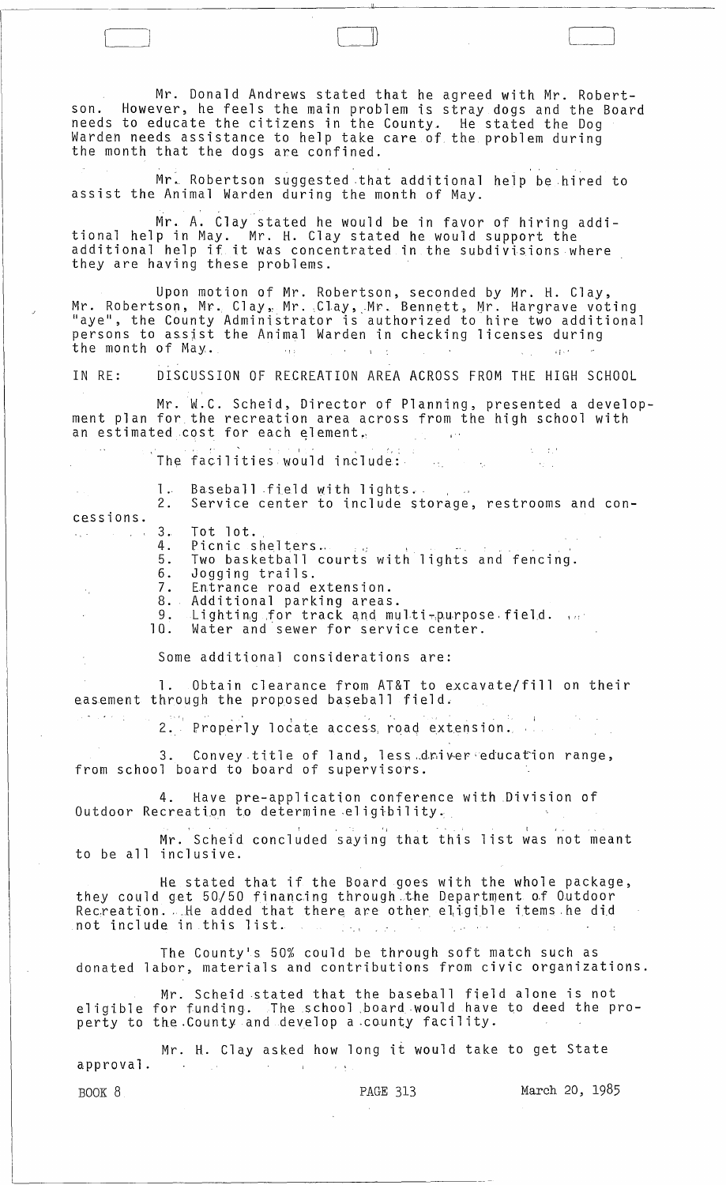Mr. Donald Andrews stated that he agreed with Mr. Robertson. However, he feels the main problem is stray dogs and the Board needs to educate the citizens in the County. He stated the Dog Warden needs assistance to help take care of the problem during the month that the dogs are confined.

Mr. Robertson suggested that additional help be hired to assist the Animal Warden during the month of May.

Mr. A. Clay stated he would be in favor of hiring additional help in May. Mr. H. Clay stated he would support the additional help if it was concentrated in the subdivisions where they are having these problems.

Upon motion of Mr. Robertson, seconded by Mr. H. Clay, Mr. Robertson, Mr. Clay, Mr. Clay, Mr. Bennett, Mr. Hargrave voting "aye", the County Administrator is authorized to hire two additional persons to assist the Animal Warden in checking licenses during the month of May.

IN RE: DISCUSSION OF RECREATION AREA ACROSS FROM THE HIGH SCHOOL

Mr. W.C. Scheid, Director of Planning, presented a development plan for the recreation area across from the high school with an estimated cost for each element.

The facilities would include:

1. Baseball field with lights.
2. Service center to include storage, restrooms and concessions.
3. Tot lot.
4. Picnic shelters.
5. Two basketball courts with lights and fencing.
6. Jogging trails.
7. Entrance road extension.
8. Additional parking areas.
9. Lighting for track and multi-purpose field.
10. Water and sewer for service center.

Some additional considerations are:

1. Obtain clearance from AT&T to excavate/fill on their easement through the proposed baseball field.

2. Properly locate access road extension.

3. Convey title of land, less driver education range, from school board to board of supervisors.

4. Have pre-application conference with Division of Outdoor Recreation to determine eligibility.

Mr. Scheid concluded saying that this list was not meant to be all inclusive.

He stated that if the Board goes with the whole package, they could get 50/50 financing through the Department of Outdoor Recreation. He added that there are other eligible items he did not include in this list.

The County's 50% could be through soft match such as donated labor, materials and contributions from civic organizations.

Mr. Scheid stated that the baseball field alone is not eligible for funding. The school board would have to deed the property to the County and develop a county facility.

Mr. H. Clay asked how long it would take to get State approval.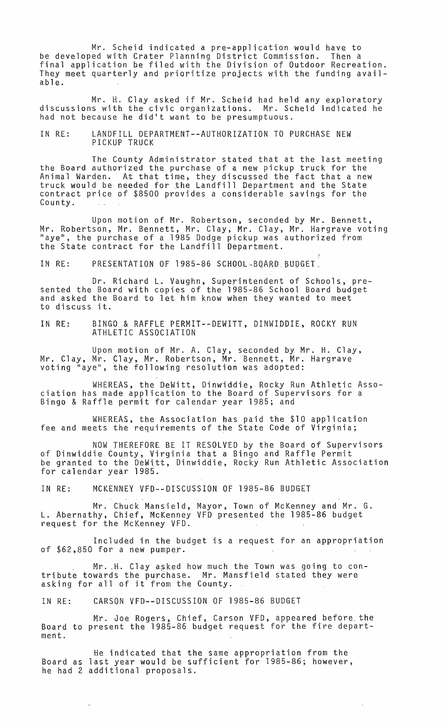Mr. Scheid indicated a pre-application would have to be developed with Crater Planning District Commission. Then a final application be filed with the Division of Outdoor Recreation. They meet quarterly and prioritize projects with the funding available.

Mr. H. Clay asked if Mr. Scheid had held any exploratory discussions with the civic organizations. Mr. Scheid indicated he had not because he did't want to be presumptuous.

IN RE: LANDFILL DEPARTMENT--AUTHORIZATION TO PURCHASE NEW PICKUP TRUCK

The County Administrator stated that at the last meeting the Board authorized the purchase of a new pickup truck for the Animal Warden. At that time, they discussed the fact that a new truck would be needed for the Landfill Department and the State contract price of $8500 provides a considerable savings for the County.

Upon motion of Mr. Robertson, seconded by Mr. Bennett, Mr. Robertson, Mr. Bennett, Mr. Clay, Mr. Clay, Mr. Hargrave voting "aye", the purchase of a 1985 Dodge pickup was authorized from the State contract for the Landfill Department.

IN RE: PRESENTATION OF 1985-86 SCHOOL BOARD BUDGET

Dr. Richard L. Vaughn, Superintendent of Schools, presented the Board with copies of the 1985-86 School Board budget and asked the Board to let him know when they wanted to meet to discuss it.

IN RE: BINGO & RAFFLE PERMIT--DEWITT, DINWIDDIE, ROCKY RUN ATHLETIC ASSOCIATION

Upon motion of Mr. A. Clay, seconded by Mr. H. Clay, Mr. Clay, Mr. Clay, Mr. Robertson, Mr. Bennett, Mr. Hargrave voting "aye", the following resolution was adopted:

WHEREAS, the DeWitt, Dinwiddie, Rocky Run Athletic Association has made application to the Board of Supervisors for a Bingo & Raffle permit for calendar year 1985; and

WHEREAS, the Association has paid the $10 application fee and meets the requirements of the State Code of Virginia;

NOW THEREFORE BE IT RESOLVED by the Board of Supervisors of Dinwiddie County, Virginia that a Bingo and Raffle Permit be granted to the DeWitt, Dinwiddie, Rocky Run Athletic Association for calendar year 1985.

IN RE: MCKENNEY VFD--DISCUSSION OF 1985-86 BUDGET

Mr. Chuck Mansield, Mayor, Town of McKenney and Mr. G. L. Abernathy, Chief, McKenney VFD presented the 1985-86 budget request for the McKenney VFD.

Included in the budget is a request for an appropriation of $62,850 for a new pumper.

Mr. H. Clay asked how much the Town was going to contribute towards the purchase. Mr. Mansfield stated they were asking for all of it from the County.

IN RE: CARSON VFD--DISCUSSION OF 1985-86 BUDGET

Mr. Joe Rogers, Chief, Carson VFD, appeared before the Board to present the 1985-86 budget request for the fire department.

He indicated that the same appropriation from the Board as last year would be sufficient for 1985-86; however, he had 2 additional proposals.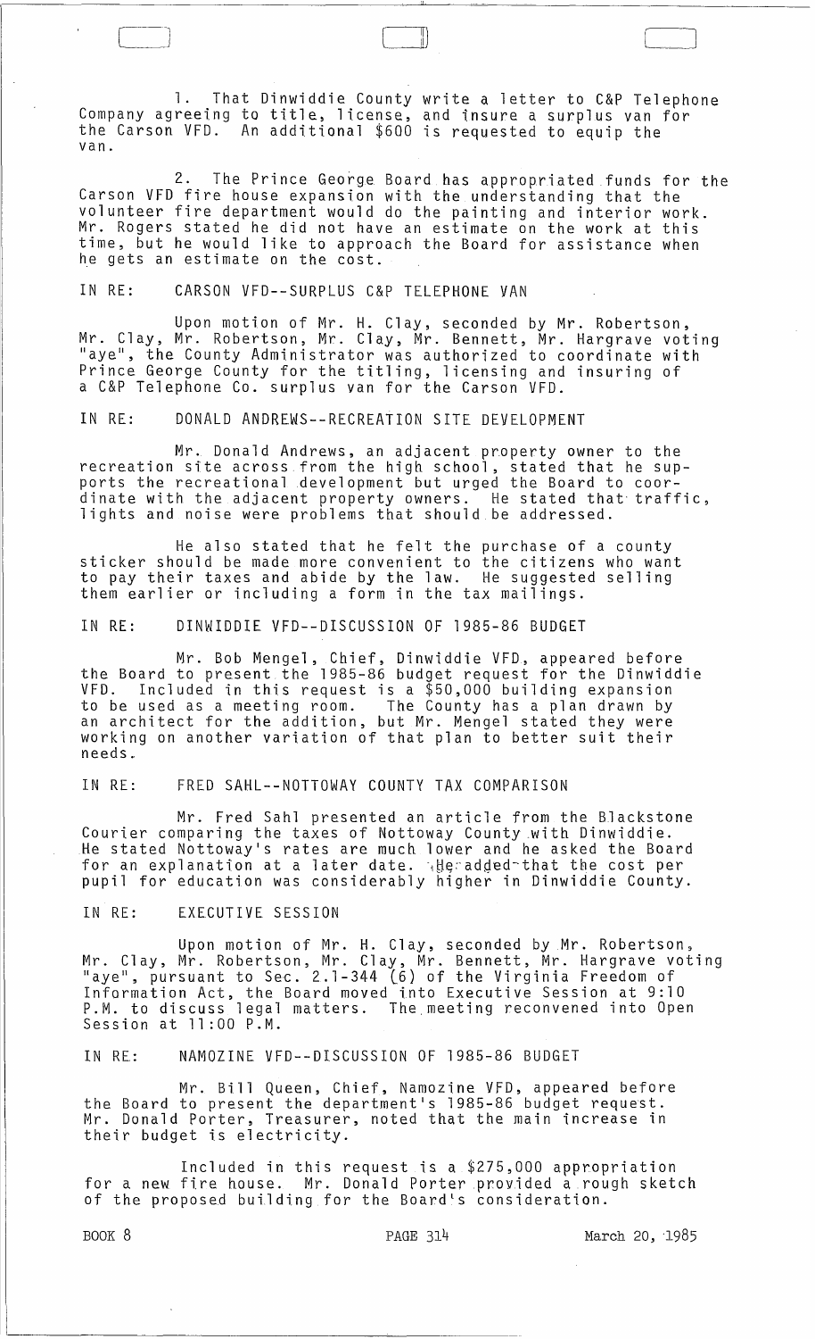1. That Dinwiddie County write a letter to C&P Telephone Company agreeing to title, license, and insure a surplus van for the Carson VFD. An additional $600 is requested to equip the van.

2. The Prince George Board has appropriated funds for the Carson VFD fire house expansion with the understanding that the volunteer fire department would do the painting and interior work. Mr. Rogers stated he did not have an estimate on the work at this time, but he would like to approach the Board for assistance when he gets an estimate on the cost.

IN RE: CARSON VFD--SURPLUS C&P TELEPHONE VAN

Upon motion of Mr. H. Clay, seconded by Mr. Robertson, Mr. Clay, Mr. Robertson, Mr. Clay, Mr. Bennett, Mr. Hargrave voting "aye", the County Administrator was authorized to coordinate with Prince George County for the titling, licensing and insuring of a C&P Telephone Co. surplus van for the Carson VFD.

IN RE: DONALD ANDREWS--RECREATION SITE DEVELOPMENT

Mr. Donald Andrews, an adjacent property owner to the recreation site across from the high school, stated that he supports the recreational development but urged the Board to coordinate with the adjacent property owners. He stated that traffic, lights and noise were problems that should be addressed.

He also stated that he felt the purchase of a county sticker should be made more convenient to the citizens who want to pay their taxes and abide by the law. He suggested selling them earlier or including a form in the tax mailings.

IN RE: DINWIDDIE VFD--DISCUSSION OF 1985-86 BUDGET

Mr. Bob Mengel, Chief, Dinwiddie VFD, appeared before the Board to present the 1985-86 budget request for the Dinwiddie VFD. Included in this request is a $50,000 building expansion to be used as a meeting room. The County has a plan drawn by an architect for the addition, but Mr. Mengel stated they were working on another variation of that plan to better suit their needs.

IN RE: FRED SAHL--NOTTOWAY COUNTY TAX COMPARISON

Mr. Fred Sahl presented an article from the Blackstone Courier comparing the taxes of Nottoway County with Dinwiddie. He stated Nottoway's rates are much lower and he asked the Board for an explanation at a later date. He added that the cost per pupil for education was considerably higher in Dinwiddie County.

IN RE: EXECUTIVE SESSION

Upon motion of Mr. H. Clay, seconded by Mr. Robertson, Mr. Clay, Mr. Robertson, Mr. Clay, Mr. Bennett, Mr. Hargrave voting "aye", pursuant to Sec. 2.1-344 (6) of the Virginia Freedom of Information Act, the Board moved into Executive Session at 9:10 P.M. to discuss legal matters. The meeting reconvened into Open Session at 11:00 P.M.

IN RE: NAMOZINE VFD--DISCUSSION OF 1985-86 BUDGET

Mr. Bill Queen, Chief, Namozine VFD, appeared before the Board to present the department's 1985-86 budget request. Mr. Donald Porter, Treasurer, noted that the main increase in their budget is electricity.

Included in this request is a $275,000 appropriation for a new fire house. Mr. Donald Porter provided a rough sketch of the proposed building for the Board's consideration.

BOOK 8 PAGE 314 March 20, 1985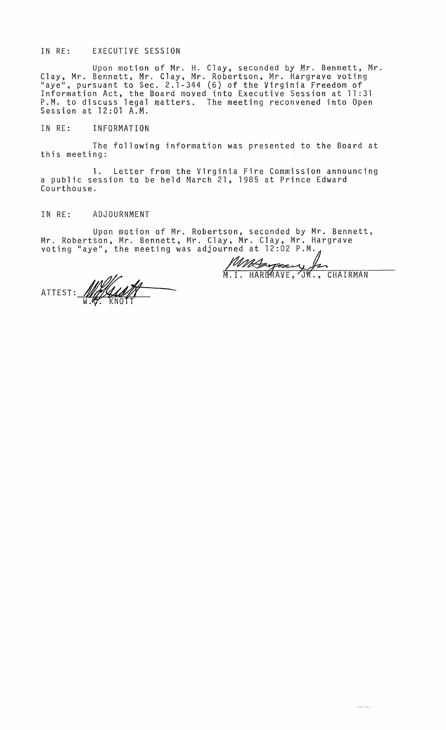IN RE: EXECUTIVE SESSION

Upon motion of Mr. H. Clay, seconded by Mr. Bennett, Mr. Clay, Mr. Bennett, Mr. Clay, Mr. Robertson, Mr. Hargrave voting "aye", pursuant to Sec. 2.1-344 (6) of the Virginia Freedom of Information Act, the Board moved into Executive Session at 11:31 P.M. to discuss legal matters. The meeting reconvened into Open Session at 12:01 A.M.

IN RE: INFORMATION

The following information was presented to the Board at this meeting:

1. Letter from the Virginia Fire Commission announcing a public session to be held March 21, 1985 at Prince Edward Courthouse.

IN RE: ADJOURNMENT

Upon motion of Mr. Robertson, seconded by Mr. Bennett, Mr. Robertson, Mr. Bennett, Mr. Clay, Mr. Clay, Mr. Hargrave voting "aye", the meeting was adjourned at 12:02 P.M.

M.I. HARGRAVE, JR., CHAIRMAN

ATTEST: W.E. KNOTT